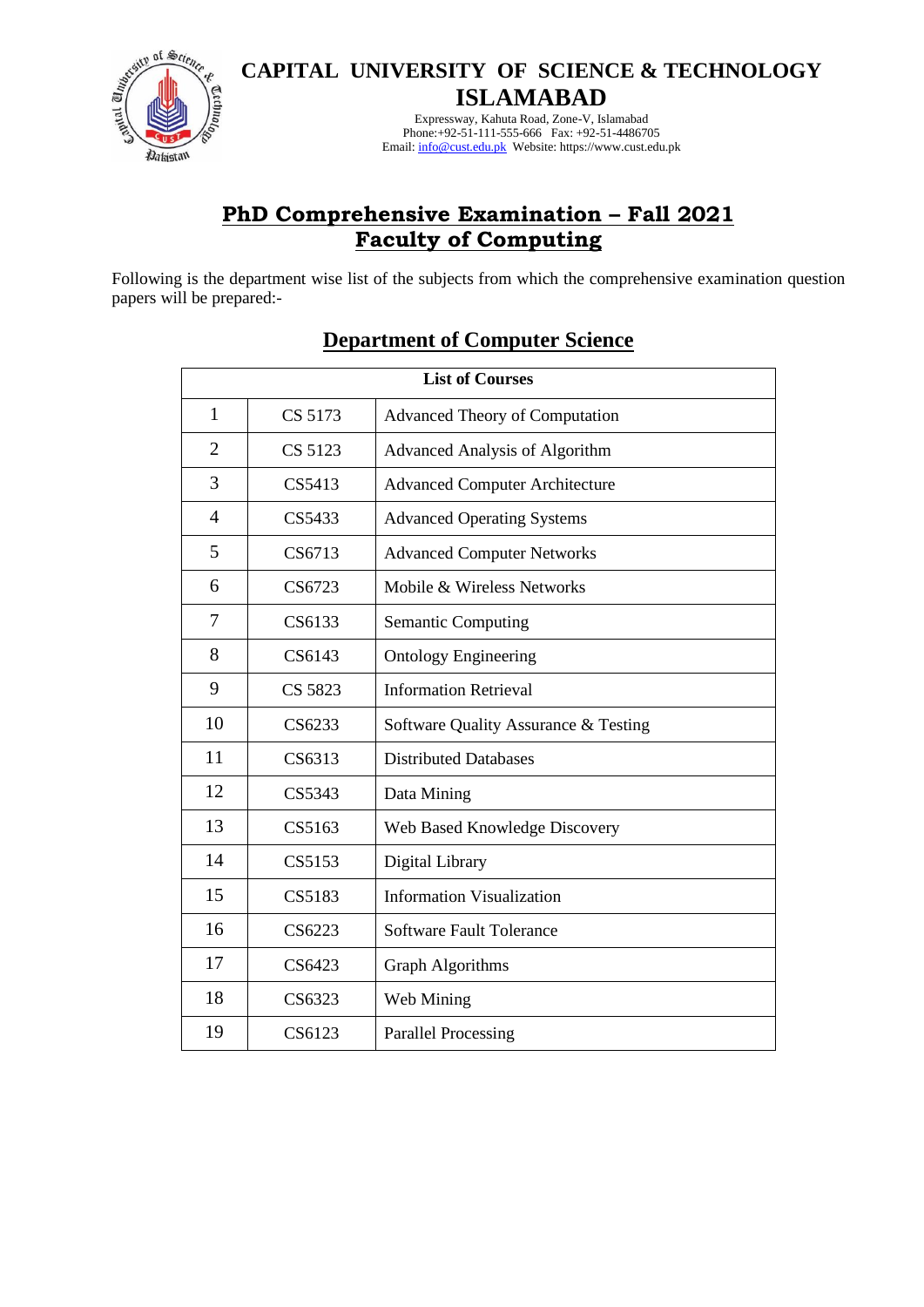# CAPITAL UNIVERSITY OF SCIENCE & TECHNOLOGY ISLAMABAD

Expressway, Kahuta Road, Zone-V, Islamabad
Phone:+92-51-111-555-666 Fax: +92-51-4486705
Email: info@cust.edu.pk Website: https://www.cust.edu.pk

## PhD Comprehensive Examination – Fall 2021
## Faculty of Computing

Following is the department wise list of the subjects from which the comprehensive examination question papers will be prepared:-

### Department of Computer Science

| List of Courses | | |
|---|---|---|
| 1 | CS 5173 | Advanced Theory of Computation |
| 2 | CS 5123 | Advanced Analysis of Algorithm |
| 3 | CS5413 | Advanced Computer Architecture |
| 4 | CS5433 | Advanced Operating Systems |
| 5 | CS6713 | Advanced Computer Networks |
| 6 | CS6723 | Mobile & Wireless Networks |
| 7 | CS6133 | Semantic Computing |
| 8 | CS6143 | Ontology Engineering |
| 9 | CS 5823 | Information Retrieval |
| 10 | CS6233 | Software Quality Assurance & Testing |
| 11 | CS6313 | Distributed Databases |
| 12 | CS5343 | Data Mining |
| 13 | CS5163 | Web Based Knowledge Discovery |
| 14 | CS5153 | Digital Library |
| 15 | CS5183 | Information Visualization |
| 16 | CS6223 | Software Fault Tolerance |
| 17 | CS6423 | Graph Algorithms |
| 18 | CS6323 | Web Mining |
| 19 | CS6123 | Parallel Processing |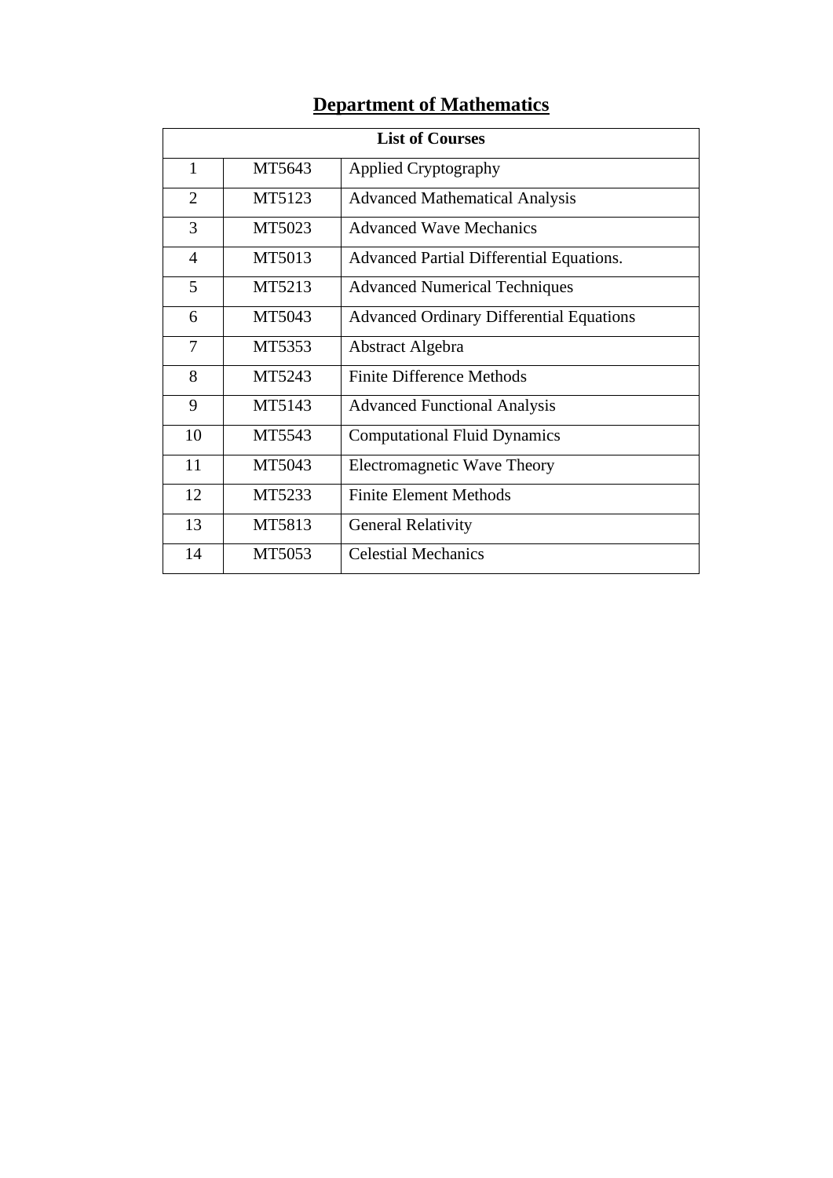# Department of Mathematics

| List of Courses | | |
|---|---|---|
| 1 | MT5643 | Applied Cryptography |
| 2 | MT5123 | Advanced Mathematical Analysis |
| 3 | MT5023 | Advanced Wave Mechanics |
| 4 | MT5013 | Advanced Partial Differential Equations. |
| 5 | MT5213 | Advanced Numerical Techniques |
| 6 | MT5043 | Advanced Ordinary Differential Equations |
| 7 | MT5353 | Abstract Algebra |
| 8 | MT5243 | Finite Difference Methods |
| 9 | MT5143 | Advanced Functional Analysis |
| 10 | MT5543 | Computational Fluid Dynamics |
| 11 | MT5043 | Electromagnetic Wave Theory |
| 12 | MT5233 | Finite Element Methods |
| 13 | MT5813 | General Relativity |
| 14 | MT5053 | Celestial Mechanics |